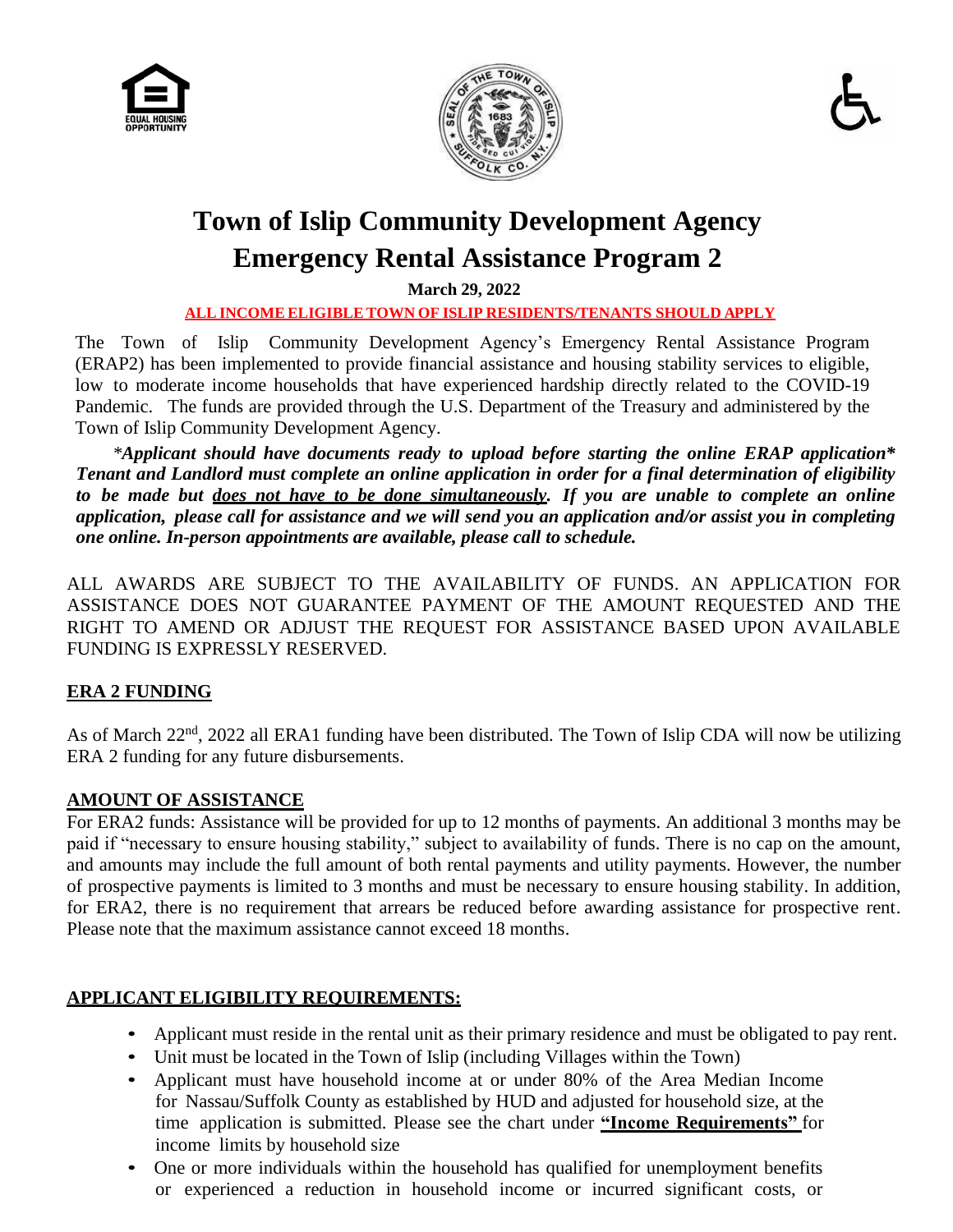# Town of Islip Community Development Agency
# Emergency Rental Assistance Program 2

**March 29, 2022**

**ALL INCOME ELIGIBLE TOWN OF ISLIP RESIDENTS/TENANTS SHOULD APPLY**

The Town of Islip Community Development Agency's Emergency Rental Assistance Program (ERAP2) has been implemented to provide financial assistance and housing stability services to eligible, low to moderate income households that have experienced hardship directly related to the COVID-19 Pandemic. The funds are provided through the U.S. Department of the Treasury and administered by the Town of Islip Community Development Agency.

****Applicant should have documents ready to upload before starting the online ERAP application* Tenant and Landlord must complete an online application in order for a final determination of eligibility to be made but does not have to be done simultaneously. If you are unable to complete an online application, please call for assistance and we will send you an application and/or assist you in completing one online. In-person appointments are available, please call to schedule.***

ALL AWARDS ARE SUBJECT TO THE AVAILABILITY OF FUNDS. AN APPLICATION FOR ASSISTANCE DOES NOT GUARANTEE PAYMENT OF THE AMOUNT REQUESTED AND THE RIGHT TO AMEND OR ADJUST THE REQUEST FOR ASSISTANCE BASED UPON AVAILABLE FUNDING IS EXPRESSLY RESERVED.

## ERA 2 FUNDING

As of March 22nd, 2022 all ERA1 funding have been distributed. The Town of Islip CDA will now be utilizing ERA 2 funding for any future disbursements.

## AMOUNT OF ASSISTANCE

For ERA2 funds: Assistance will be provided for up to 12 months of payments. An additional 3 months may be paid if "necessary to ensure housing stability," subject to availability of funds. There is no cap on the amount, and amounts may include the full amount of both rental payments and utility payments. However, the number of prospective payments is limited to 3 months and must be necessary to ensure housing stability. In addition, for ERA2, there is no requirement that arrears be reduced before awarding assistance for prospective rent. Please note that the maximum assistance cannot exceed 18 months.

## APPLICANT ELIGIBILITY REQUIREMENTS:

- Applicant must reside in the rental unit as their primary residence and must be obligated to pay rent.
- Unit must be located in the Town of Islip (including Villages within the Town)
- Applicant must have household income at or under 80% of the Area Median Income for Nassau/Suffolk County as established by HUD and adjusted for household size, at the time application is submitted. Please see the chart under **"Income Requirements"** for income limits by household size
- One or more individuals within the household has qualified for unemployment benefits or experienced a reduction in household income or incurred significant costs, or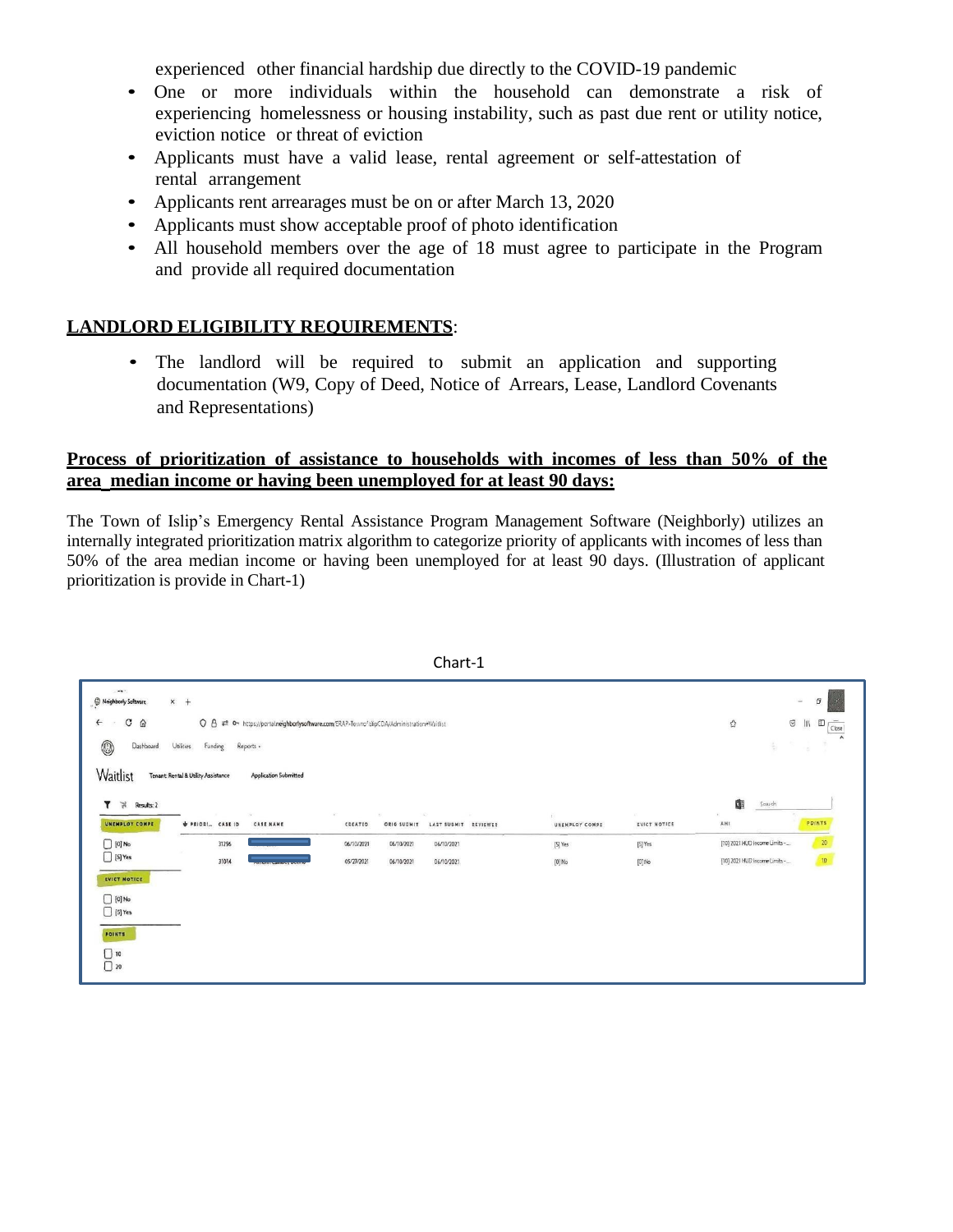experienced other financial hardship due directly to the COVID-19 pandemic

- One or more individuals within the household can demonstrate a risk of experiencing homelessness or housing instability, such as past due rent or utility notice, eviction notice or threat of eviction
- Applicants must have a valid lease, rental agreement or self-attestation of rental arrangement
- Applicants rent arrearages must be on or after March 13, 2020
- Applicants must show acceptable proof of photo identification
- All household members over the age of 18 must agree to participate in the Program and provide all required documentation

## LANDLORD ELIGIBILITY REQUIREMENTS:

- The landlord will be required to submit an application and supporting documentation (W9, Copy of Deed, Notice of Arrears, Lease, Landlord Covenants and Representations)

## Process of prioritization of assistance to households with incomes of less than 50% of the area median income or having been unemployed for at least 90 days:

The Town of Islip's Emergency Rental Assistance Program Management Software (Neighborly) utilizes an internally integrated prioritization matrix algorithm to categorize priority of applicants with incomes of less than 50% of the area median income or having been unemployed for at least 90 days. (Illustration of applicant prioritization is provide in Chart-1)

Chart-1

Neighborly Software

Dashboard Utilities Funding Reports

Waitlist Tenant Rental & Utility Assistance Application Submitted

Results: 2

UNEMPLOY COMPE
[0] No
[5] Yes

EVICT NOTICE
[0] No
[5] Yes

POINTS
10
20

| PRIORI... | CASE ID | CASE NAME | CREATED | ORIG SUBMIT | LAST SUBMIT | REVIEWER | UNEMPLOY COMPE | EVICT NOTICE | AMI | POINTS |
|---|---|---|---|---|---|---|---|---|---|---|
| | 31296 | | 06/10/2021 | 06/10/2021 | 06/10/2021 | | [5] Yes | [5] Yes | [10] 2021 HUD Income Limits -... | 20 |
| | 31014 | | 05/27/2021 | 06/10/2021 | 06/10/2021 | | [0] No | [0] No | [10] 2021 HUD Income Limits -... | 10 |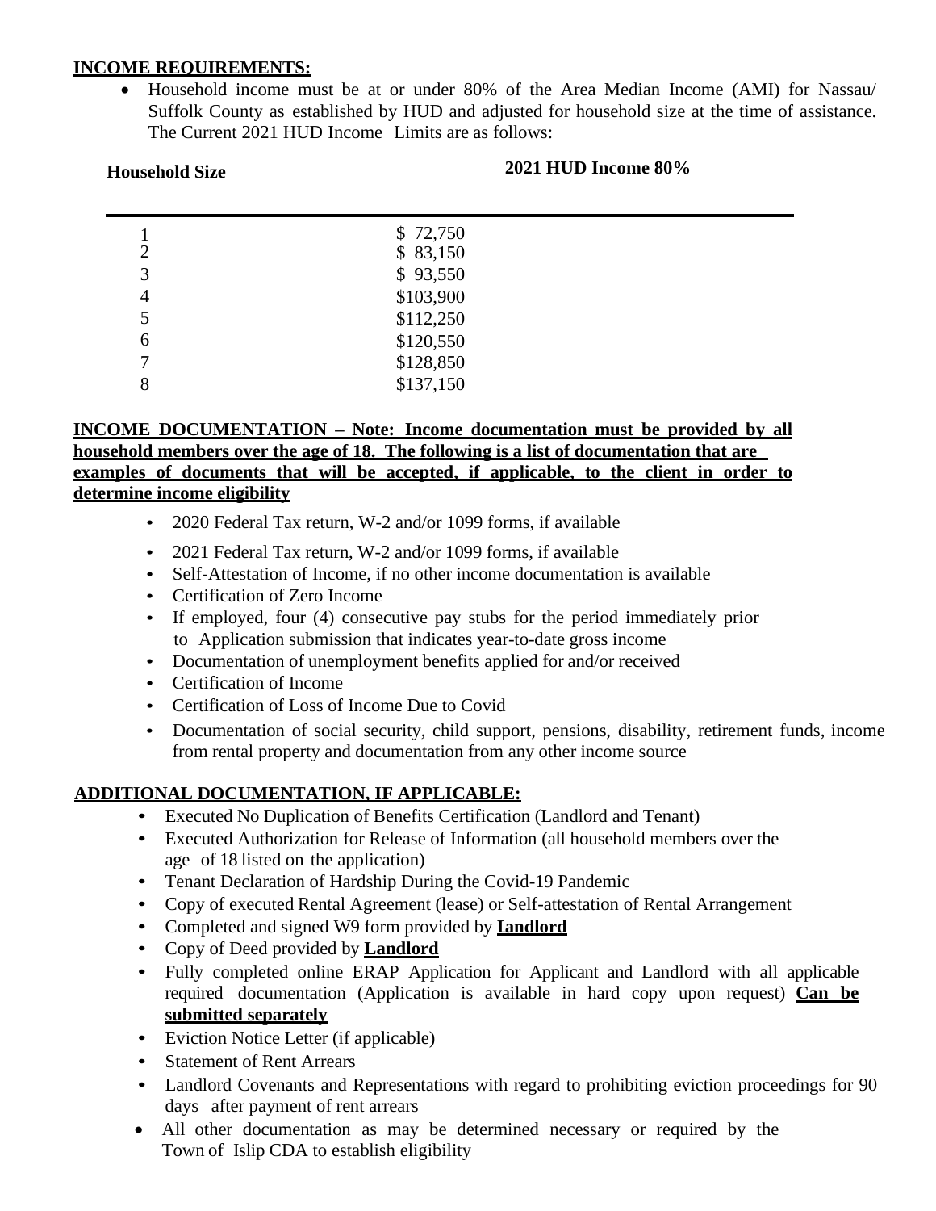**INCOME REQUIREMENTS:**

- Household income must be at or under 80% of the Area Median Income (AMI) for Nassau/ Suffolk County as established by HUD and adjusted for household size at the time of assistance. The Current 2021 HUD Income Limits are as follows:

| Household Size | 2021 HUD Income 80% |
|---|---|
| 1 | $ 72,750 |
| 2 | $ 83,150 |
| 3 | $ 93,550 |
| 4 | $103,900 |
| 5 | $112,250 |
| 6 | $120,550 |
| 7 | $128,850 |
| 8 | $137,150 |

**INCOME DOCUMENTATION – Note: Income documentation must be provided by all household members over the age of 18. The following is a list of documentation that are examples of documents that will be accepted, if applicable, to the client in order to determine income eligibility**

- 2020 Federal Tax return, W-2 and/or 1099 forms, if available
- 2021 Federal Tax return, W-2 and/or 1099 forms, if available
- Self-Attestation of Income, if no other income documentation is available
- Certification of Zero Income
- If employed, four (4) consecutive pay stubs for the period immediately prior to Application submission that indicates year-to-date gross income
- Documentation of unemployment benefits applied for and/or received
- Certification of Income
- Certification of Loss of Income Due to Covid
- Documentation of social security, child support, pensions, disability, retirement funds, income from rental property and documentation from any other income source

**ADDITIONAL DOCUMENTATION, IF APPLICABLE:**

- Executed No Duplication of Benefits Certification (Landlord and Tenant)
- Executed Authorization for Release of Information (all household members over the age of 18 listed on the application)
- Tenant Declaration of Hardship During the Covid-19 Pandemic
- Copy of executed Rental Agreement (lease) or Self-attestation of Rental Arrangement
- Completed and signed W9 form provided by **Landlord**
- Copy of Deed provided by **Landlord**
- Fully completed online ERAP Application for Applicant and Landlord with all applicable required documentation (Application is available in hard copy upon request) **Can be submitted separately**
- Eviction Notice Letter (if applicable)
- Statement of Rent Arrears
- Landlord Covenants and Representations with regard to prohibiting eviction proceedings for 90 days after payment of rent arrears
- All other documentation as may be determined necessary or required by the Town of Islip CDA to establish eligibility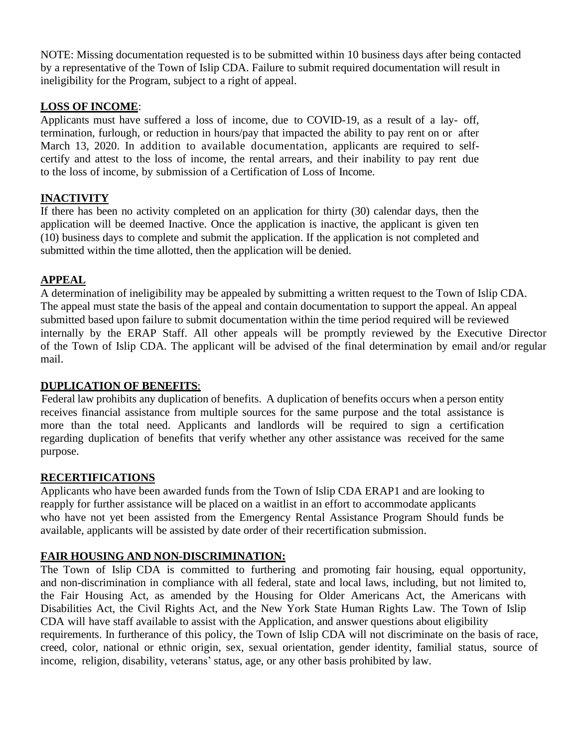NOTE: Missing documentation requested is to be submitted within 10 business days after being contacted by a representative of the Town of Islip CDA. Failure to submit required documentation will result in ineligibility for the Program, subject to a right of appeal.

**LOSS OF INCOME**:

Applicants must have suffered a loss of income, due to COVID-19, as a result of a lay- off, termination, furlough, or reduction in hours/pay that impacted the ability to pay rent on or after March 13, 2020. In addition to available documentation, applicants are required to self-certify and attest to the loss of income, the rental arrears, and their inability to pay rent due to the loss of income, by submission of a Certification of Loss of Income.

**INACTIVITY**

If there has been no activity completed on an application for thirty (30) calendar days, then the application will be deemed Inactive. Once the application is inactive, the applicant is given ten (10) business days to complete and submit the application. If the application is not completed and submitted within the time allotted, then the application will be denied.

**APPEAL**

A determination of ineligibility may be appealed by submitting a written request to the Town of Islip CDA. The appeal must state the basis of the appeal and contain documentation to support the appeal. An appeal submitted based upon failure to submit documentation within the time period required will be reviewed internally by the ERAP Staff. All other appeals will be promptly reviewed by the Executive Director of the Town of Islip CDA. The applicant will be advised of the final determination by email and/or regular mail.

**DUPLICATION OF BENEFITS**:

Federal law prohibits any duplication of benefits. A duplication of benefits occurs when a person entity receives financial assistance from multiple sources for the same purpose and the total assistance is more than the total need. Applicants and landlords will be required to sign a certification regarding duplication of benefits that verify whether any other assistance was received for the same purpose.

**RECERTIFICATIONS**

Applicants who have been awarded funds from the Town of Islip CDA ERAP1 and are looking to reapply for further assistance will be placed on a waitlist in an effort to accommodate applicants who have not yet been assisted from the Emergency Rental Assistance Program Should funds be available, applicants will be assisted by date order of their recertification submission.

**FAIR HOUSING AND NON-DISCRIMINATION:**

The Town of Islip CDA is committed to furthering and promoting fair housing, equal opportunity, and non-discrimination in compliance with all federal, state and local laws, including, but not limited to, the Fair Housing Act, as amended by the Housing for Older Americans Act, the Americans with Disabilities Act, the Civil Rights Act, and the New York State Human Rights Law. The Town of Islip CDA will have staff available to assist with the Application, and answer questions about eligibility requirements. In furtherance of this policy, the Town of Islip CDA will not discriminate on the basis of race, creed, color, national or ethnic origin, sex, sexual orientation, gender identity, familial status, source of income, religion, disability, veterans' status, age, or any other basis prohibited by law.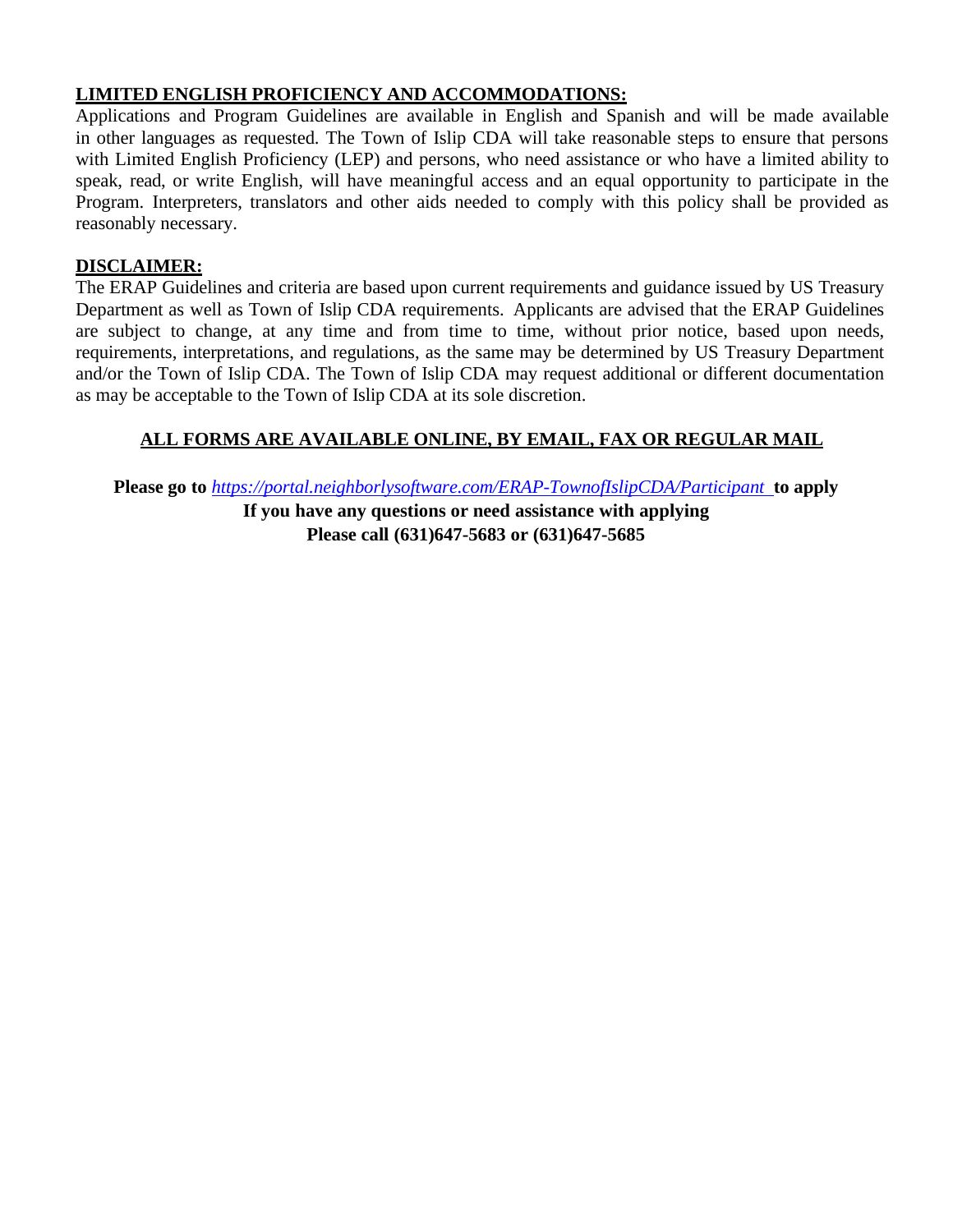**LIMITED ENGLISH PROFICIENCY AND ACCOMMODATIONS:**

Applications and Program Guidelines are available in English and Spanish and will be made available in other languages as requested. The Town of Islip CDA will take reasonable steps to ensure that persons with Limited English Proficiency (LEP) and persons, who need assistance or who have a limited ability to speak, read, or write English, will have meaningful access and an equal opportunity to participate in the Program. Interpreters, translators and other aids needed to comply with this policy shall be provided as reasonably necessary.

**DISCLAIMER:**

The ERAP Guidelines and criteria are based upon current requirements and guidance issued by US Treasury Department as well as Town of Islip CDA requirements. Applicants are advised that the ERAP Guidelines are subject to change, at any time and from time to time, without prior notice, based upon needs, requirements, interpretations, and regulations, as the same may be determined by US Treasury Department and/or the Town of Islip CDA. The Town of Islip CDA may request additional or different documentation as may be acceptable to the Town of Islip CDA at its sole discretion.

**ALL FORMS ARE AVAILABLE ONLINE, BY EMAIL, FAX OR REGULAR MAIL**

**Please go to** *https://portal.neighborlysoftware.com/ERAP-TownofIslipCDA/Participant* **to apply**

**If you have any questions or need assistance with applying**

**Please call (631)647-5683 or (631)647-5685**